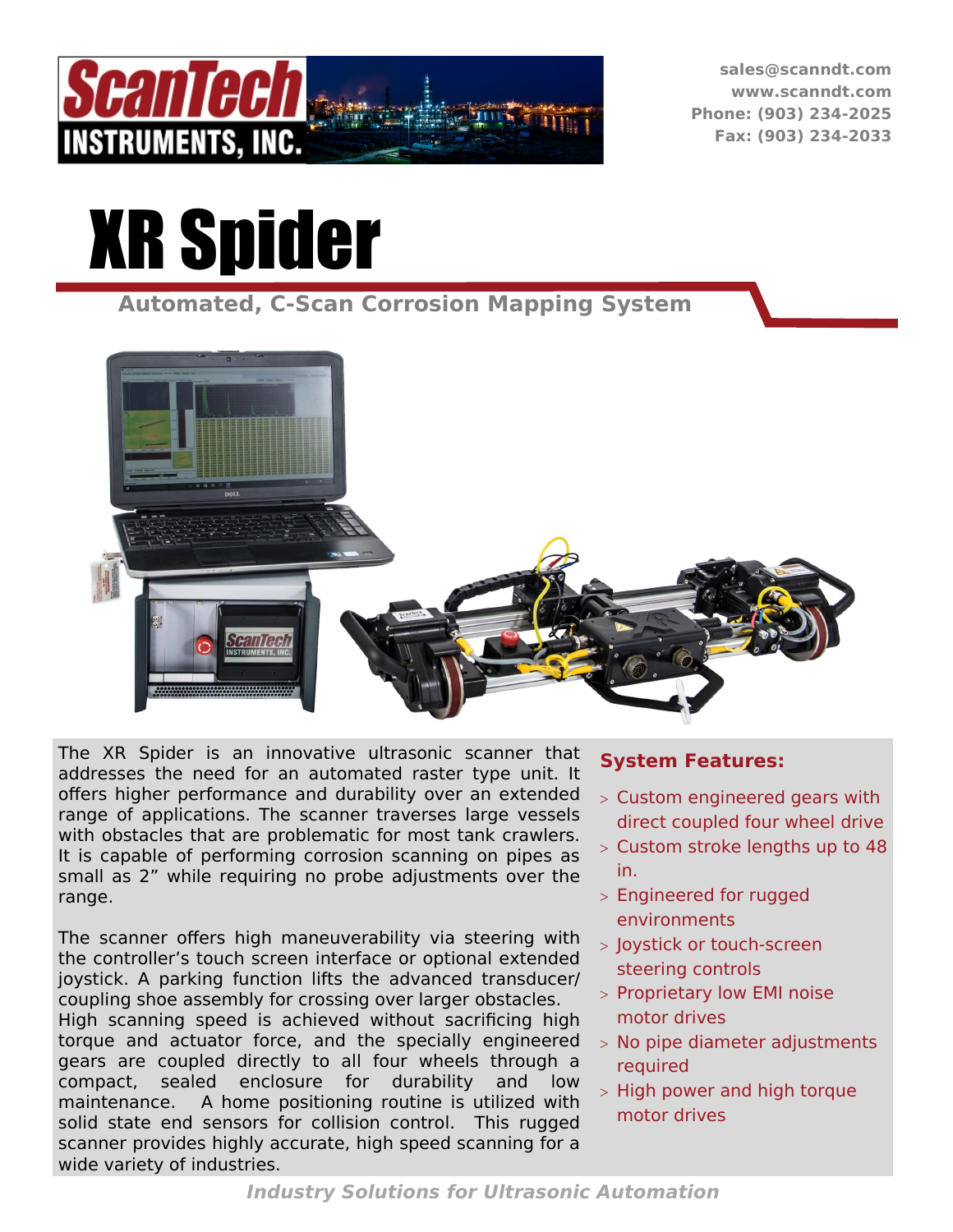sales@scanndt.com
www.scanndt.com
Phone: (903) 234-2025
Fax: (903) 234-2033

# XR Spider

## Automated, C-Scan Corrosion Mapping System

The XR Spider is an innovative ultrasonic scanner that addresses the need for an automated raster type unit. It offers higher performance and durability over an extended range of applications. The scanner traverses large vessels with obstacles that are problematic for most tank crawlers. It is capable of performing corrosion scanning on pipes as small as 2" while requiring no probe adjustments over the range.

The scanner offers high maneuverability via steering with the controller's touch screen interface or optional extended joystick. A parking function lifts the advanced transducer/coupling shoe assembly for crossing over larger obstacles. High scanning speed is achieved without sacrificing high torque and actuator force, and the specially engineered gears are coupled directly to all four wheels through a compact, sealed enclosure for durability and low maintenance. A home positioning routine is utilized with solid state end sensors for collision control. This rugged scanner provides highly accurate, high speed scanning for a wide variety of industries.

### System Features:

- Custom engineered gears with direct coupled four wheel drive
- Custom stroke lengths up to 48 in.
- Engineered for rugged environments
- Joystick or touch-screen steering controls
- Proprietary low EMI noise motor drives
- No pipe diameter adjustments required
- High power and high torque motor drives

*Industry Solutions for Ultrasonic Automation*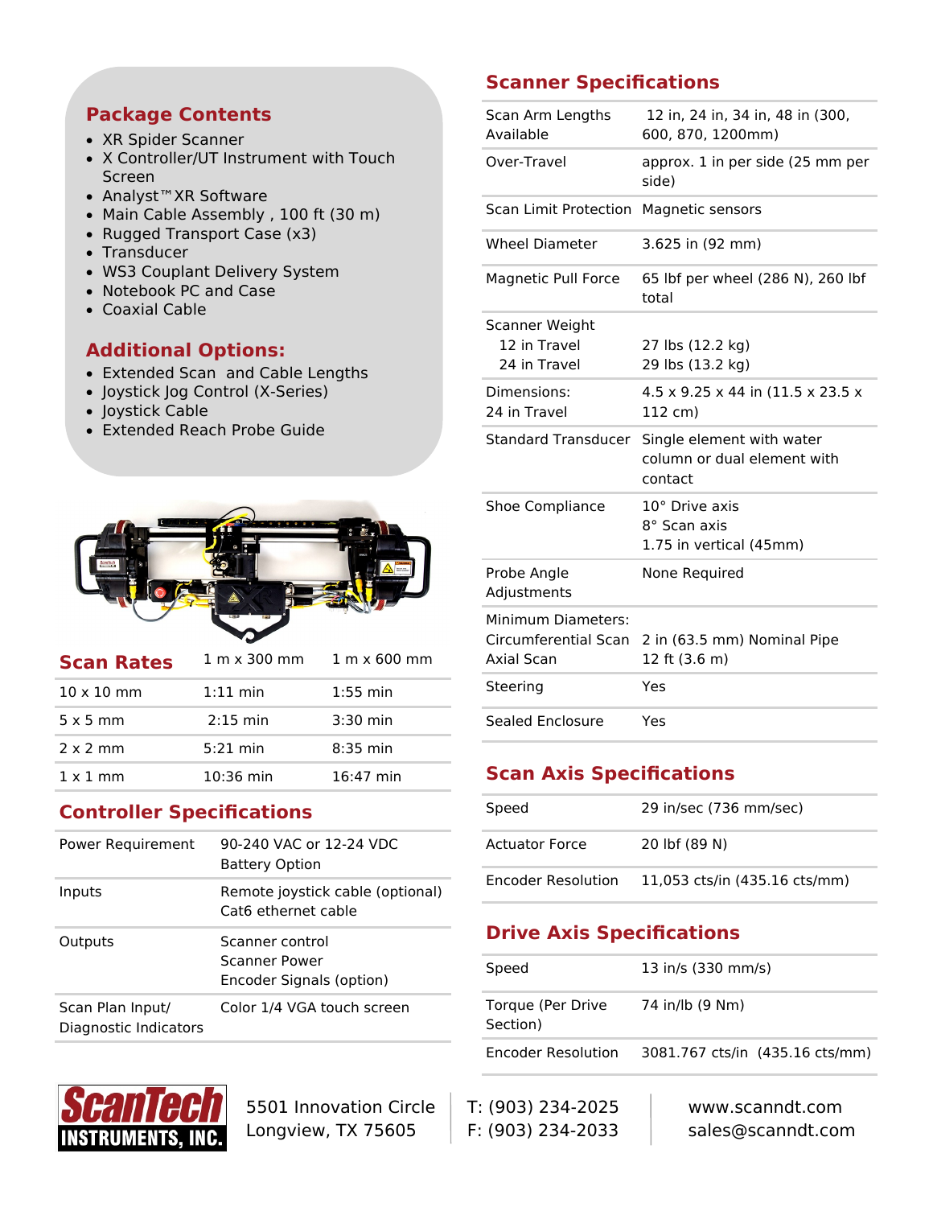## Package Contents

- XR Spider Scanner
- X Controller/UT Instrument with Touch Screen
- Analyst™XR Software
- Main Cable Assembly , 100 ft (30 m)
- Rugged Transport Case (x3)
- Transducer
- WS3 Couplant Delivery System
- Notebook PC and Case
- Coaxial Cable

## Additional Options:

- Extended Scan and Cable Lengths
- Joystick Jog Control (X-Series)
- Joystick Cable
- Extended Reach Probe Guide

## Scan Rates

| | 1 m x 300 mm | 1 m x 600 mm |
|---|---|---|
| 10 x 10 mm | 1:11 min | 1:55 min |
| 5 x 5 mm | 2:15 min | 3:30 min |
| 2 x 2 mm | 5:21 min | 8:35 min |
| 1 x 1 mm | 10:36 min | 16:47 min |

## Controller Specifications

| | |
|---|---|
| Power Requirement | 90-240 VAC or 12-24 VDC Battery Option |
| Inputs | Remote joystick cable (optional)<br>Cat6 ethernet cable |
| Outputs | Scanner control<br>Scanner Power<br>Encoder Signals (option) |
| Scan Plan Input/ Diagnostic Indicators | Color 1/4 VGA touch screen |

## Scanner Specifications

| | |
|---|---|
| Scan Arm Lengths Available | 12 in, 24 in, 34 in, 48 in (300, 600, 870, 1200mm) |
| Over-Travel | approx. 1 in per side (25 mm per side) |
| Scan Limit Protection | Magnetic sensors |
| Wheel Diameter | 3.625 in (92 mm) |
| Magnetic Pull Force | 65 lbf per wheel (286 N), 260 lbf total |
| Scanner Weight<br>12 in Travel<br>24 in Travel | <br>27 lbs (12.2 kg)<br>29 lbs (13.2 kg) |
| Dimensions:<br>24 in Travel | 4.5 x 9.25 x 44 in (11.5 x 23.5 x 112 cm) |
| Standard Transducer | Single element with water column or dual element with contact |
| Shoe Compliance | 10° Drive axis<br>8° Scan axis<br>1.75 in vertical (45mm) |
| Probe Angle Adjustments | None Required |
| Minimum Diameters:<br>Circumferential Scan<br>Axial Scan | <br>2 in (63.5 mm) Nominal Pipe<br>12 ft (3.6 m) |
| Steering | Yes |
| Sealed Enclosure | Yes |

## Scan Axis Specifications

| | |
|---|---|
| Speed | 29 in/sec (736 mm/sec) |
| Actuator Force | 20 lbf (89 N) |
| Encoder Resolution | 11,053 cts/in (435.16 cts/mm) |

## Drive Axis Specifications

| | |
|---|---|
| Speed | 13 in/s (330 mm/s) |
| Torque (Per Drive Section) | 74 in/lb (9 Nm) |
| Encoder Resolution | 3081.767 cts/in (435.16 cts/mm) |

ScanTech INSTRUMENTS, INC.

5501 Innovation Circle
Longview, TX 75605

T: (903) 234-2025
F: (903) 234-2033

www.scanndt.com
sales@scanndt.com